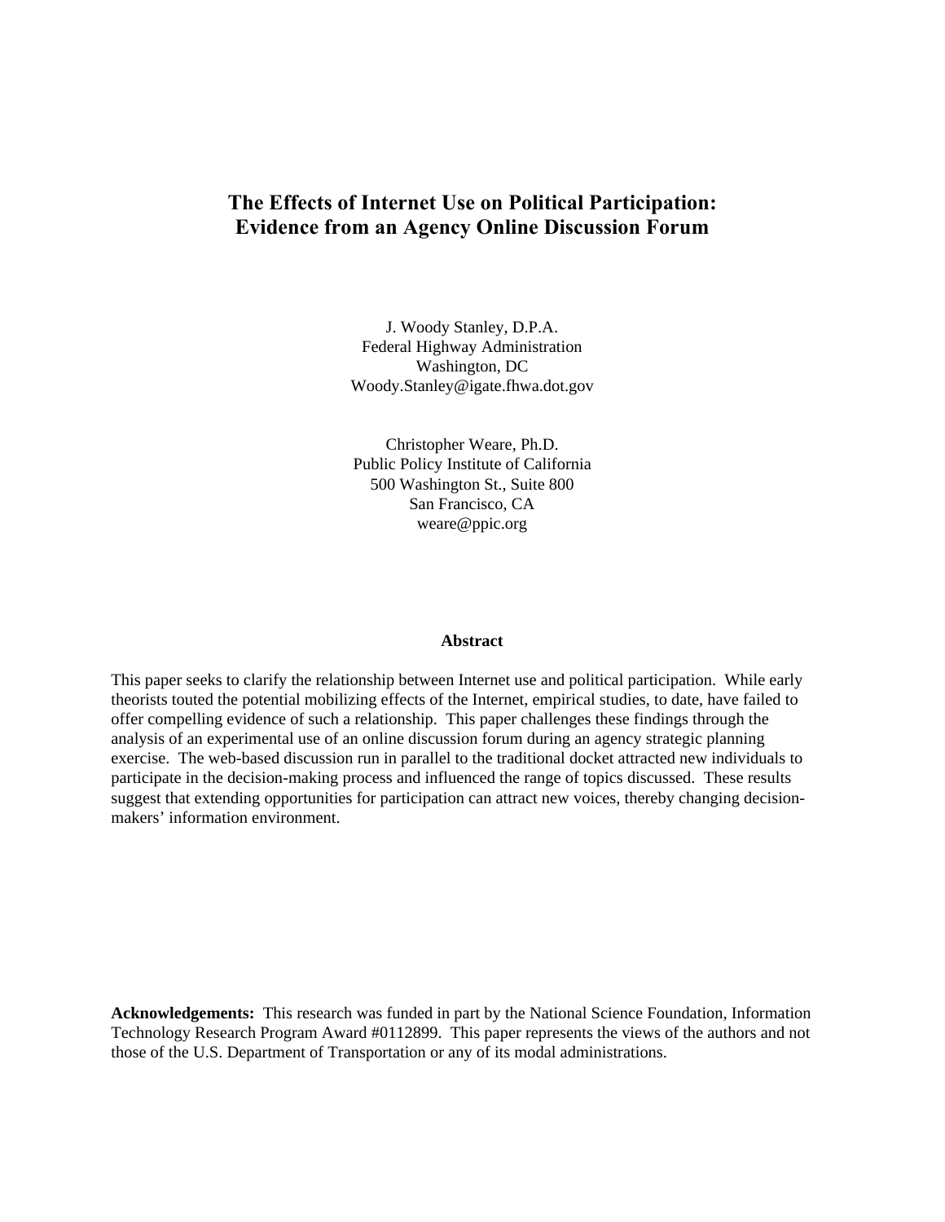# The Effects of Internet Use on Political Participation: Evidence from an Agency Online Discussion Forum

J. Woody Stanley, D.P.A.
Federal Highway Administration
Washington, DC
Woody.Stanley@igate.fhwa.dot.gov

Christopher Weare, Ph.D.
Public Policy Institute of California
500 Washington St., Suite 800
San Francisco, CA
weare@ppic.org

## Abstract

This paper seeks to clarify the relationship between Internet use and political participation. While early theorists touted the potential mobilizing effects of the Internet, empirical studies, to date, have failed to offer compelling evidence of such a relationship. This paper challenges these findings through the analysis of an experimental use of an online discussion forum during an agency strategic planning exercise. The web-based discussion run in parallel to the traditional docket attracted new individuals to participate in the decision-making process and influenced the range of topics discussed. These results suggest that extending opportunities for participation can attract new voices, thereby changing decision-makers' information environment.

**Acknowledgements:** This research was funded in part by the National Science Foundation, Information Technology Research Program Award #0112899. This paper represents the views of the authors and not those of the U.S. Department of Transportation or any of its modal administrations.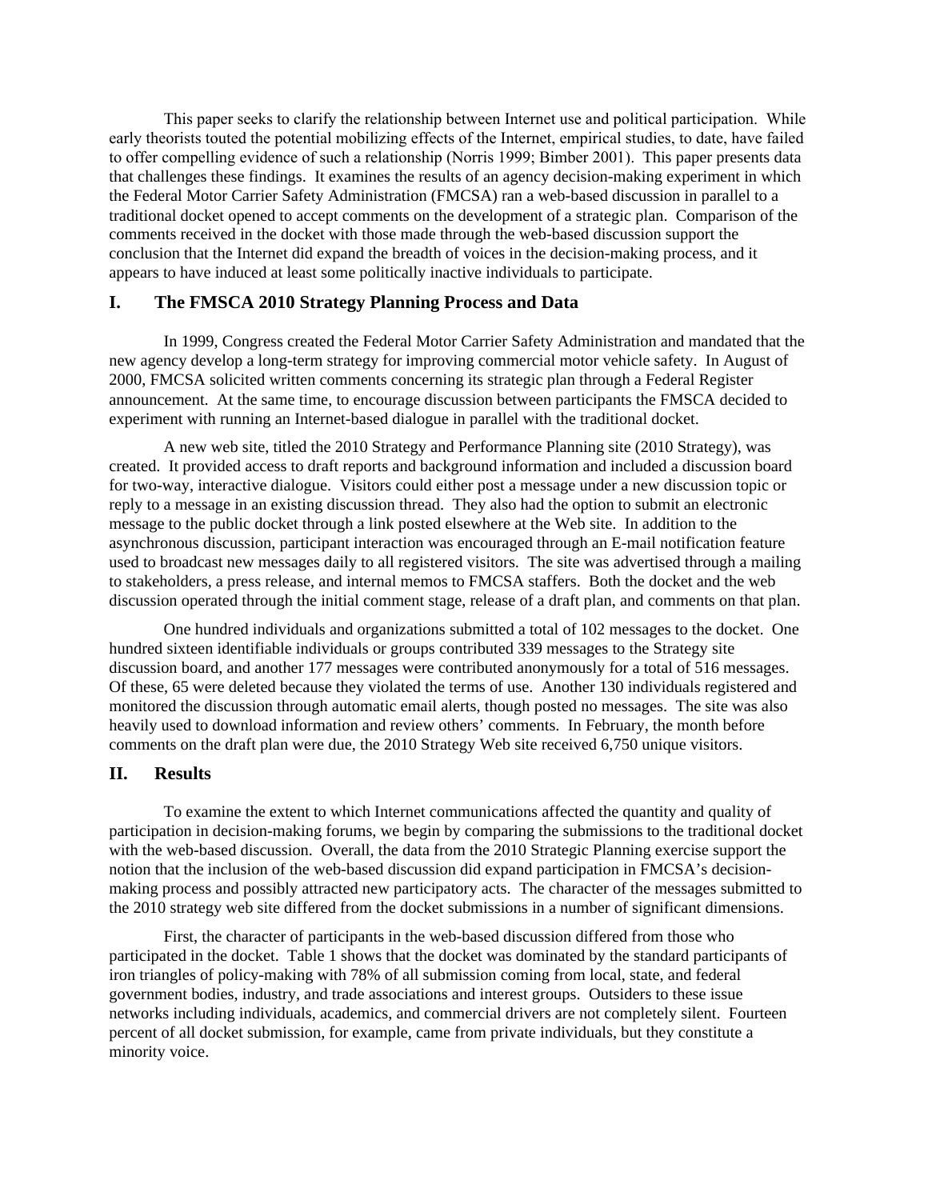This paper seeks to clarify the relationship between Internet use and political participation. While early theorists touted the potential mobilizing effects of the Internet, empirical studies, to date, have failed to offer compelling evidence of such a relationship (Norris 1999; Bimber 2001). This paper presents data that challenges these findings. It examines the results of an agency decision-making experiment in which the Federal Motor Carrier Safety Administration (FMCSA) ran a web-based discussion in parallel to a traditional docket opened to accept comments on the development of a strategic plan. Comparison of the comments received in the docket with those made through the web-based discussion support the conclusion that the Internet did expand the breadth of voices in the decision-making process, and it appears to have induced at least some politically inactive individuals to participate.

## I. The FMSCA 2010 Strategy Planning Process and Data

In 1999, Congress created the Federal Motor Carrier Safety Administration and mandated that the new agency develop a long-term strategy for improving commercial motor vehicle safety. In August of 2000, FMCSA solicited written comments concerning its strategic plan through a Federal Register announcement. At the same time, to encourage discussion between participants the FMSCA decided to experiment with running an Internet-based dialogue in parallel with the traditional docket.

A new web site, titled the 2010 Strategy and Performance Planning site (2010 Strategy), was created. It provided access to draft reports and background information and included a discussion board for two-way, interactive dialogue. Visitors could either post a message under a new discussion topic or reply to a message in an existing discussion thread. They also had the option to submit an electronic message to the public docket through a link posted elsewhere at the Web site. In addition to the asynchronous discussion, participant interaction was encouraged through an E-mail notification feature used to broadcast new messages daily to all registered visitors. The site was advertised through a mailing to stakeholders, a press release, and internal memos to FMCSA staffers. Both the docket and the web discussion operated through the initial comment stage, release of a draft plan, and comments on that plan.

One hundred individuals and organizations submitted a total of 102 messages to the docket. One hundred sixteen identifiable individuals or groups contributed 339 messages to the Strategy site discussion board, and another 177 messages were contributed anonymously for a total of 516 messages. Of these, 65 were deleted because they violated the terms of use. Another 130 individuals registered and monitored the discussion through automatic email alerts, though posted no messages. The site was also heavily used to download information and review others' comments. In February, the month before comments on the draft plan were due, the 2010 Strategy Web site received 6,750 unique visitors.

## II. Results

To examine the extent to which Internet communications affected the quantity and quality of participation in decision-making forums, we begin by comparing the submissions to the traditional docket with the web-based discussion. Overall, the data from the 2010 Strategic Planning exercise support the notion that the inclusion of the web-based discussion did expand participation in FMCSA's decision-making process and possibly attracted new participatory acts. The character of the messages submitted to the 2010 strategy web site differed from the docket submissions in a number of significant dimensions.

First, the character of participants in the web-based discussion differed from those who participated in the docket. Table 1 shows that the docket was dominated by the standard participants of iron triangles of policy-making with 78% of all submission coming from local, state, and federal government bodies, industry, and trade associations and interest groups. Outsiders to these issue networks including individuals, academics, and commercial drivers are not completely silent. Fourteen percent of all docket submission, for example, came from private individuals, but they constitute a minority voice.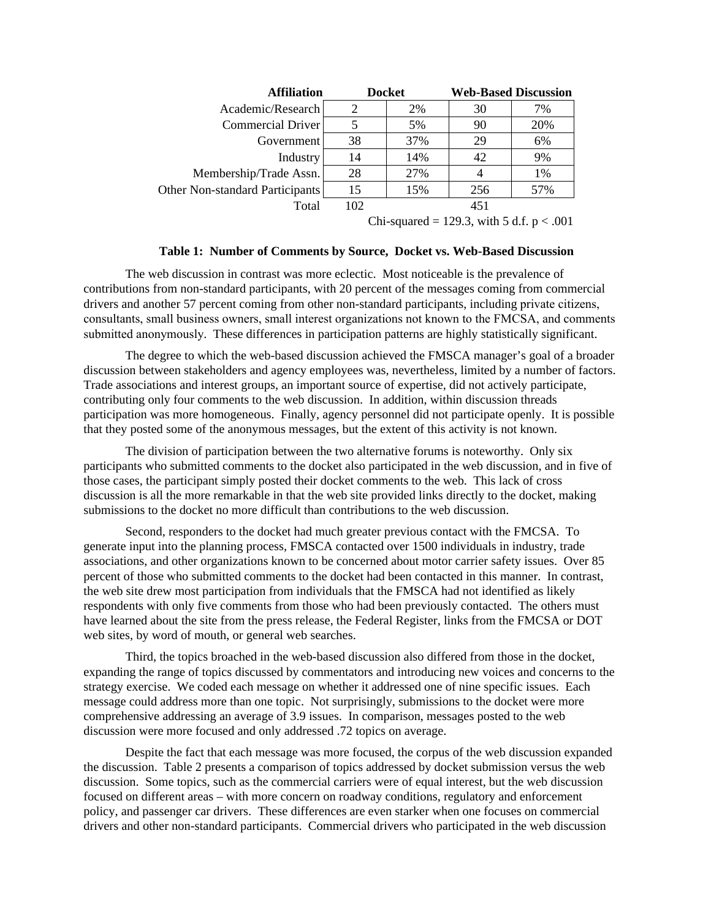| Affiliation | Docket | | Web-Based Discussion | |
|---|---|---|---|---|
| Academic/Research | 2 | 2% | 30 | 7% |
| Commercial Driver | 5 | 5% | 90 | 20% |
| Government | 38 | 37% | 29 | 6% |
| Industry | 14 | 14% | 42 | 9% |
| Membership/Trade Assn. | 28 | 27% | 4 | 1% |
| Other Non-standard Participants | 15 | 15% | 256 | 57% |
| Total | 102 | | 451 | |

Chi-squared = 129.3, with 5 d.f. $p < .001$

**Table 1: Number of Comments by Source, Docket vs. Web-Based Discussion**

The web discussion in contrast was more eclectic. Most noticeable is the prevalence of contributions from non-standard participants, with 20 percent of the messages coming from commercial drivers and another 57 percent coming from other non-standard participants, including private citizens, consultants, small business owners, small interest organizations not known to the FMCSA, and comments submitted anonymously. These differences in participation patterns are highly statistically significant.

The degree to which the web-based discussion achieved the FMSCA manager's goal of a broader discussion between stakeholders and agency employees was, nevertheless, limited by a number of factors. Trade associations and interest groups, an important source of expertise, did not actively participate, contributing only four comments to the web discussion. In addition, within discussion threads participation was more homogeneous. Finally, agency personnel did not participate openly. It is possible that they posted some of the anonymous messages, but the extent of this activity is not known.

The division of participation between the two alternative forums is noteworthy. Only six participants who submitted comments to the docket also participated in the web discussion, and in five of those cases, the participant simply posted their docket comments to the web. This lack of cross discussion is all the more remarkable in that the web site provided links directly to the docket, making submissions to the docket no more difficult than contributions to the web discussion.

Second, responders to the docket had much greater previous contact with the FMCSA. To generate input into the planning process, FMSCA contacted over 1500 individuals in industry, trade associations, and other organizations known to be concerned about motor carrier safety issues. Over 85 percent of those who submitted comments to the docket had been contacted in this manner. In contrast, the web site drew most participation from individuals that the FMSCA had not identified as likely respondents with only five comments from those who had been previously contacted. The others must have learned about the site from the press release, the Federal Register, links from the FMCSA or DOT web sites, by word of mouth, or general web searches.

Third, the topics broached in the web-based discussion also differed from those in the docket, expanding the range of topics discussed by commentators and introducing new voices and concerns to the strategy exercise. We coded each message on whether it addressed one of nine specific issues. Each message could address more than one topic. Not surprisingly, submissions to the docket were more comprehensive addressing an average of 3.9 issues. In comparison, messages posted to the web discussion were more focused and only addressed .72 topics on average.

Despite the fact that each message was more focused, the corpus of the web discussion expanded the discussion. Table 2 presents a comparison of topics addressed by docket submission versus the web discussion. Some topics, such as the commercial carriers were of equal interest, but the web discussion focused on different areas – with more concern on roadway conditions, regulatory and enforcement policy, and passenger car drivers. These differences are even starker when one focuses on commercial drivers and other non-standard participants. Commercial drivers who participated in the web discussion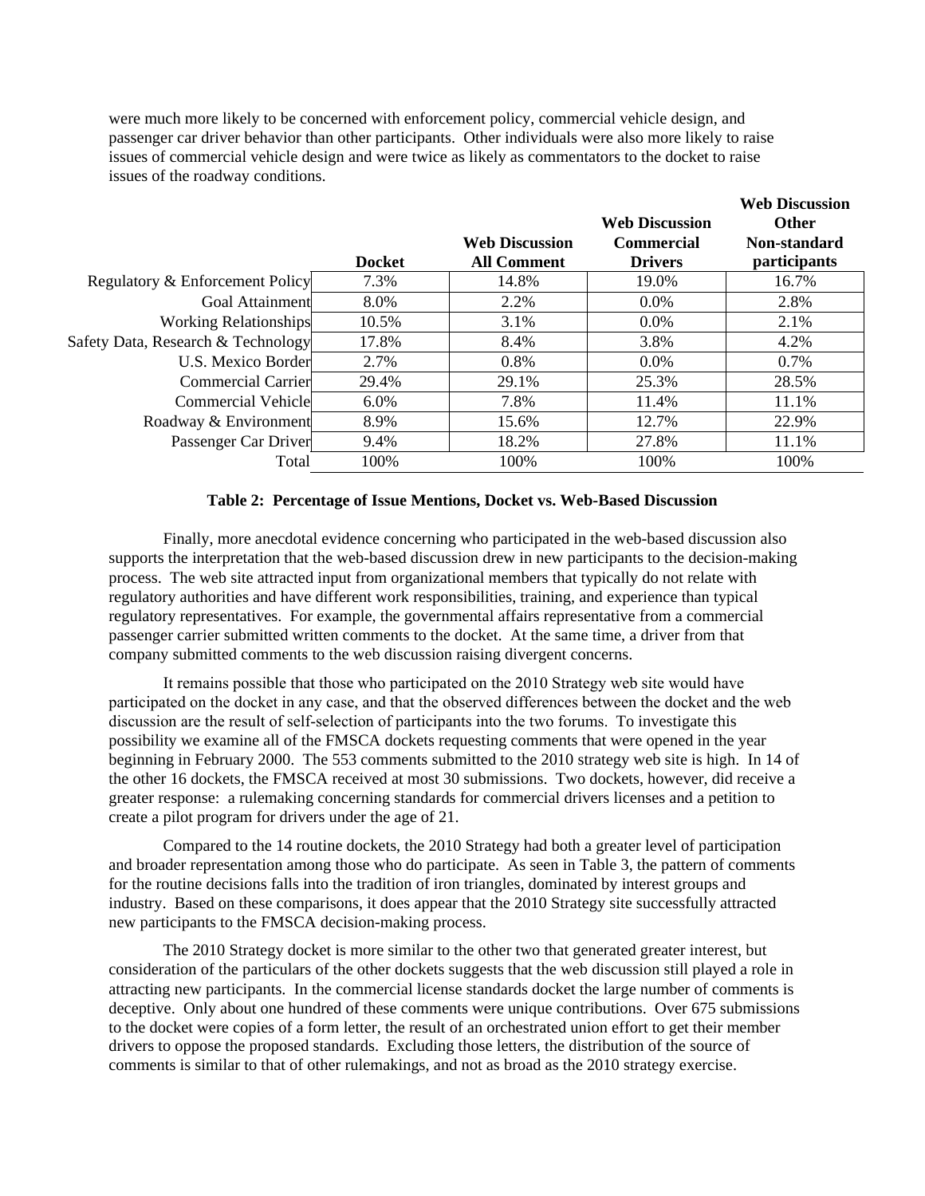were much more likely to be concerned with enforcement policy, commercial vehicle design, and passenger car driver behavior than other participants. Other individuals were also more likely to raise issues of commercial vehicle design and were twice as likely as commentators to the docket to raise issues of the roadway conditions.

| | Docket | Web Discussion All Comment | Web Discussion Commercial Drivers | Web Discussion Other Non-standard participants |
|---|---|---|---|---|
| Regulatory & Enforcement Policy | 7.3% | 14.8% | 19.0% | 16.7% |
| Goal Attainment | 8.0% | 2.2% | 0.0% | 2.8% |
| Working Relationships | 10.5% | 3.1% | 0.0% | 2.1% |
| Safety Data, Research & Technology | 17.8% | 8.4% | 3.8% | 4.2% |
| U.S. Mexico Border | 2.7% | 0.8% | 0.0% | 0.7% |
| Commercial Carrier | 29.4% | 29.1% | 25.3% | 28.5% |
| Commercial Vehicle | 6.0% | 7.8% | 11.4% | 11.1% |
| Roadway & Environment | 8.9% | 15.6% | 12.7% | 22.9% |
| Passenger Car Driver | 9.4% | 18.2% | 27.8% | 11.1% |
| Total | 100% | 100% | 100% | 100% |

**Table 2: Percentage of Issue Mentions, Docket vs. Web-Based Discussion**

Finally, more anecdotal evidence concerning who participated in the web-based discussion also supports the interpretation that the web-based discussion drew in new participants to the decision-making process. The web site attracted input from organizational members that typically do not relate with regulatory authorities and have different work responsibilities, training, and experience than typical regulatory representatives. For example, the governmental affairs representative from a commercial passenger carrier submitted written comments to the docket. At the same time, a driver from that company submitted comments to the web discussion raising divergent concerns.

It remains possible that those who participated on the 2010 Strategy web site would have participated on the docket in any case, and that the observed differences between the docket and the web discussion are the result of self-selection of participants into the two forums. To investigate this possibility we examine all of the FMSCA dockets requesting comments that were opened in the year beginning in February 2000. The 553 comments submitted to the 2010 strategy web site is high. In 14 of the other 16 dockets, the FMSCA received at most 30 submissions. Two dockets, however, did receive a greater response: a rulemaking concerning standards for commercial drivers licenses and a petition to create a pilot program for drivers under the age of 21.

Compared to the 14 routine dockets, the 2010 Strategy had both a greater level of participation and broader representation among those who do participate. As seen in Table 3, the pattern of comments for the routine decisions falls into the tradition of iron triangles, dominated by interest groups and industry. Based on these comparisons, it does appear that the 2010 Strategy site successfully attracted new participants to the FMSCA decision-making process.

The 2010 Strategy docket is more similar to the other two that generated greater interest, but consideration of the particulars of the other dockets suggests that the web discussion still played a role in attracting new participants. In the commercial license standards docket the large number of comments is deceptive. Only about one hundred of these comments were unique contributions. Over 675 submissions to the docket were copies of a form letter, the result of an orchestrated union effort to get their member drivers to oppose the proposed standards. Excluding those letters, the distribution of the source of comments is similar to that of other rulemakings, and not as broad as the 2010 strategy exercise.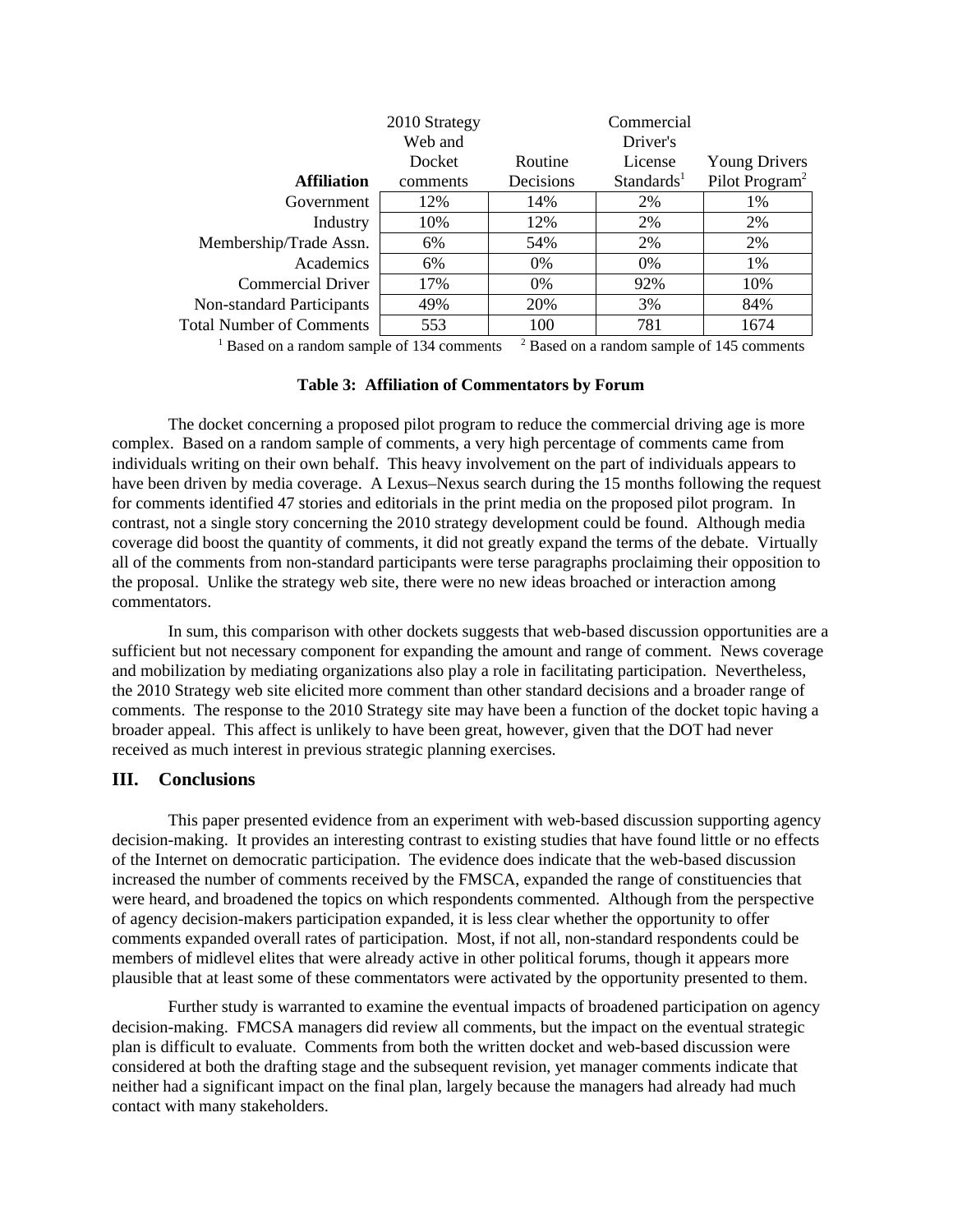| Affiliation | 2010 Strategy Web and Docket comments | Routine Decisions | Commercial Driver's License Standards[1] | Young Drivers Pilot Program[2] |
|---|---|---|---|---|
| Government | 12% | 14% | 2% | 1% |
| Industry | 10% | 12% | 2% | 2% |
| Membership/Trade Assn. | 6% | 54% | 2% | 2% |
| Academics | 6% | 0% | 0% | 1% |
| Commercial Driver | 17% | 0% | 92% | 10% |
| Non-standard Participants | 49% | 20% | 3% | 84% |
| Total Number of Comments | 553 | 100 | 781 | 1674 |

[1] Based on a random sample of 134 comments  [2] Based on a random sample of 145 comments

**Table 3: Affiliation of Commentators by Forum**

The docket concerning a proposed pilot program to reduce the commercial driving age is more complex. Based on a random sample of comments, a very high percentage of comments came from individuals writing on their own behalf. This heavy involvement on the part of individuals appears to have been driven by media coverage. A Lexus–Nexus search during the 15 months following the request for comments identified 47 stories and editorials in the print media on the proposed pilot program. In contrast, not a single story concerning the 2010 strategy development could be found. Although media coverage did boost the quantity of comments, it did not greatly expand the terms of the debate. Virtually all of the comments from non-standard participants were terse paragraphs proclaiming their opposition to the proposal. Unlike the strategy web site, there were no new ideas broached or interaction among commentators.

In sum, this comparison with other dockets suggests that web-based discussion opportunities are a sufficient but not necessary component for expanding the amount and range of comment. News coverage and mobilization by mediating organizations also play a role in facilitating participation. Nevertheless, the 2010 Strategy web site elicited more comment than other standard decisions and a broader range of comments. The response to the 2010 Strategy site may have been a function of the docket topic having a broader appeal. This affect is unlikely to have been great, however, given that the DOT had never received as much interest in previous strategic planning exercises.

## III. Conclusions

This paper presented evidence from an experiment with web-based discussion supporting agency decision-making. It provides an interesting contrast to existing studies that have found little or no effects of the Internet on democratic participation. The evidence does indicate that the web-based discussion increased the number of comments received by the FMSCA, expanded the range of constituencies that were heard, and broadened the topics on which respondents commented. Although from the perspective of agency decision-makers participation expanded, it is less clear whether the opportunity to offer comments expanded overall rates of participation. Most, if not all, non-standard respondents could be members of midlevel elites that were already active in other political forums, though it appears more plausible that at least some of these commentators were activated by the opportunity presented to them.

Further study is warranted to examine the eventual impacts of broadened participation on agency decision-making. FMCSA managers did review all comments, but the impact on the eventual strategic plan is difficult to evaluate. Comments from both the written docket and web-based discussion were considered at both the drafting stage and the subsequent revision, yet manager comments indicate that neither had a significant impact on the final plan, largely because the managers had already had much contact with many stakeholders.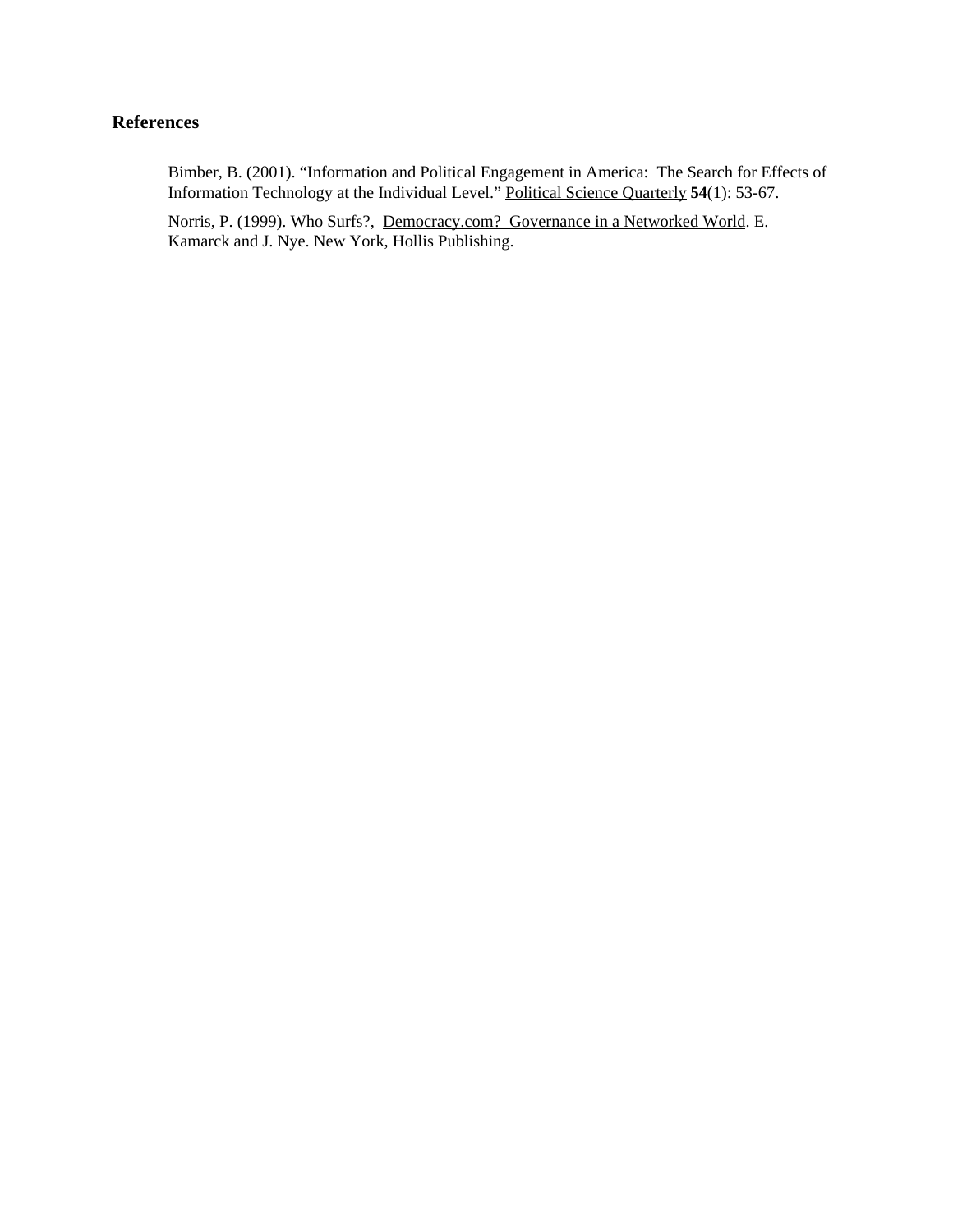## References

Bimber, B. (2001). "Information and Political Engagement in America: The Search for Effects of Information Technology at the Individual Level." Political Science Quarterly **54**(1): 53-67.

Norris, P. (1999). Who Surfs?, Democracy.com? Governance in a Networked World. E. Kamarck and J. Nye. New York, Hollis Publishing.